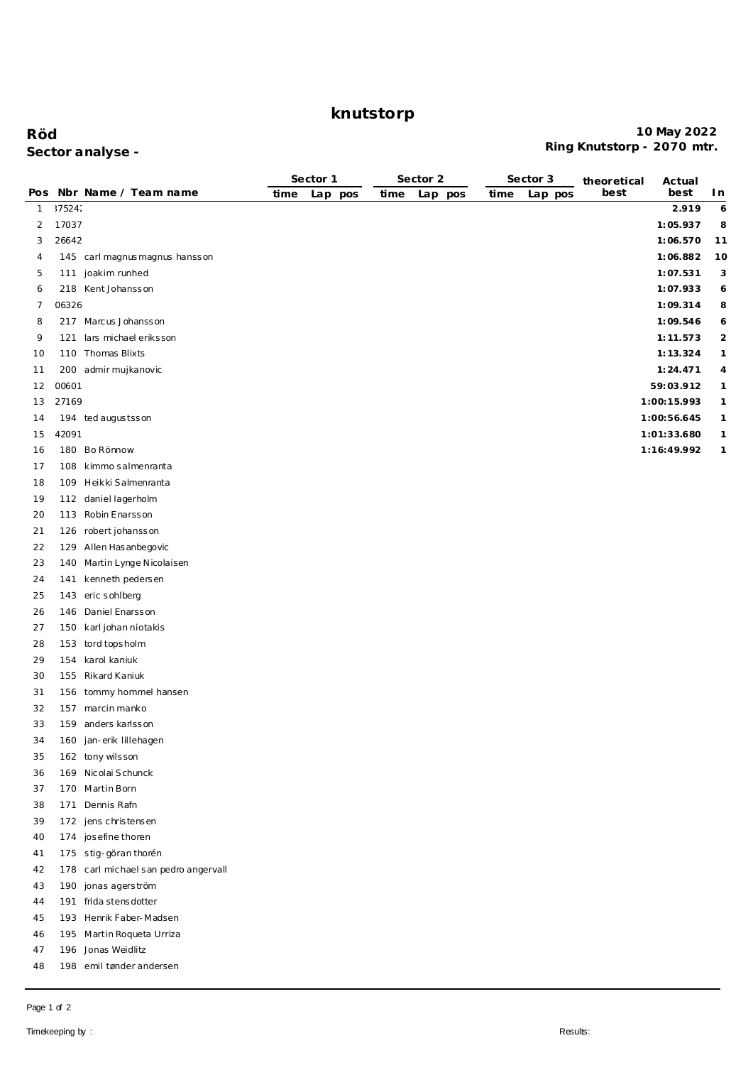# knutstorp

**Röd**
**Sector analyse -**

**10 May 2022**
**Ring Knutstorp - 2070 mtr.**

| Pos | Nbr | Name / Team name | Sector 1 time | Sector 1 Lap | Sector 1 pos | Sector 2 time | Sector 2 Lap | Sector 2 pos | Sector 3 time | Sector 3 Lap | Sector 3 pos | theoretical best | Actual best | In |
|---|---|---|---|---|---|---|---|---|---|---|---|---|---|---|
| 1 | 37524 | | | | | | | | | | | | 2.919 | 6 |
| 2 | 17037 | | | | | | | | | | | | 1:05.937 | 8 |
| 3 | 26642 | | | | | | | | | | | | 1:06.570 | 11 |
| 4 | 145 | carl magnus magnus hansson | | | | | | | | | | | 1:06.882 | 10 |
| 5 | 111 | joakim runhed | | | | | | | | | | | 1:07.531 | 3 |
| 6 | 218 | Kent Johansson | | | | | | | | | | | 1:07.933 | 6 |
| 7 | 06326 | | | | | | | | | | | | 1:09.314 | 8 |
| 8 | 217 | Marcus Johansson | | | | | | | | | | | 1:09.546 | 6 |
| 9 | 121 | lars michael eriksson | | | | | | | | | | | 1:11.573 | 2 |
| 10 | 110 | Thomas Blixts | | | | | | | | | | | 1:13.324 | 1 |
| 11 | 200 | admir mujkanovic | | | | | | | | | | | 1:24.471 | 4 |
| 12 | 00601 | | | | | | | | | | | | 59:03.912 | 1 |
| 13 | 27169 | | | | | | | | | | | | 1:00:15.993 | 1 |
| 14 | 194 | ted augustsson | | | | | | | | | | | 1:00:56.645 | 1 |
| 15 | 42091 | | | | | | | | | | | | 1:01:33.680 | 1 |
| 16 | 180 | Bo Rönnow | | | | | | | | | | | 1:16:49.992 | 1 |
| 17 | 108 | kimmo salmenranta | | | | | | | | | | | | |
| 18 | 109 | Heikki Salmenranta | | | | | | | | | | | | |
| 19 | 112 | daniel lagerholm | | | | | | | | | | | | |
| 20 | 113 | Robin Enarsson | | | | | | | | | | | | |
| 21 | 126 | robert johansson | | | | | | | | | | | | |
| 22 | 129 | Allen Hasanbegovic | | | | | | | | | | | | |
| 23 | 140 | Martin Lynge Nicolaisen | | | | | | | | | | | | |
| 24 | 141 | kenneth pedersen | | | | | | | | | | | | |
| 25 | 143 | eric sohlberg | | | | | | | | | | | | |
| 26 | 146 | Daniel Enarsson | | | | | | | | | | | | |
| 27 | 150 | karl johan niotakis | | | | | | | | | | | | |
| 28 | 153 | tord topsholm | | | | | | | | | | | | |
| 29 | 154 | karol kaniuk | | | | | | | | | | | | |
| 30 | 155 | Rikard Kaniuk | | | | | | | | | | | | |
| 31 | 156 | tommy hommel hansen | | | | | | | | | | | | |
| 32 | 157 | marcin manko | | | | | | | | | | | | |
| 33 | 159 | anders karlsson | | | | | | | | | | | | |
| 34 | 160 | jan-erik lillehagen | | | | | | | | | | | | |
| 35 | 162 | tony wilsson | | | | | | | | | | | | |
| 36 | 169 | Nicolai Schunck | | | | | | | | | | | | |
| 37 | 170 | Martin Born | | | | | | | | | | | | |
| 38 | 171 | Dennis Rafn | | | | | | | | | | | | |
| 39 | 172 | jens christensen | | | | | | | | | | | | |
| 40 | 174 | josefine thoren | | | | | | | | | | | | |
| 41 | 175 | stig-göran thorén | | | | | | | | | | | | |
| 42 | 178 | carl michael san pedro angervall | | | | | | | | | | | | |
| 43 | 190 | jonas agerström | | | | | | | | | | | | |
| 44 | 191 | frida stensdotter | | | | | | | | | | | | |
| 45 | 193 | Henrik Faber-Madsen | | | | | | | | | | | | |
| 46 | 195 | Martin Roqueta Urriza | | | | | | | | | | | | |
| 47 | 196 | Jonas Weidlitz | | | | | | | | | | | | |
| 48 | 198 | emil tønder andersen | | | | | | | | | | | | |

Timekeeping by :

Results: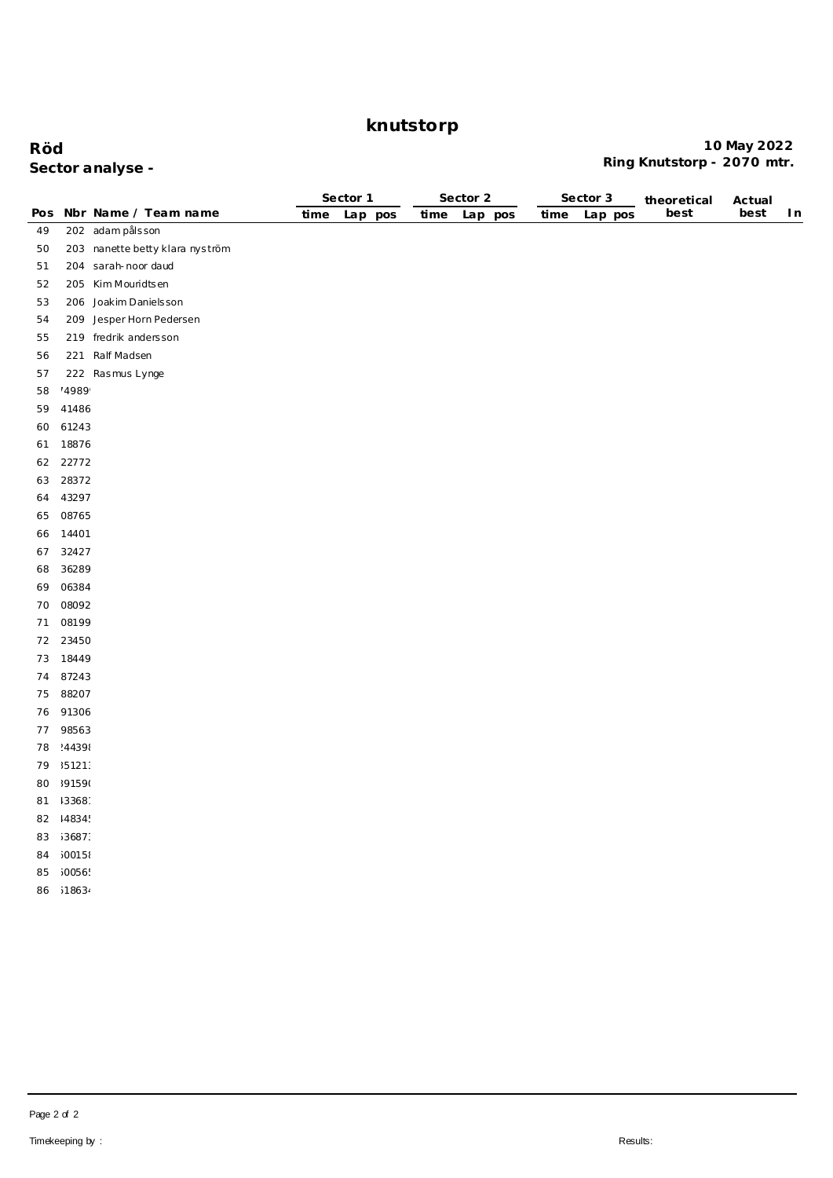# knutstorp

**Röd**

**Sector analyse -**

**10 May 2022**

**Ring Knutstorp - 2070 mtr.**

| Pos | Nbr | Name / Team name | Sector 1 time | Sector 1 Lap | Sector 1 pos | Sector 2 time | Sector 2 Lap | Sector 2 pos | Sector 3 time | Sector 3 Lap | Sector 3 pos | theoretical best | Actual best | In |
|---|---|---|---|---|---|---|---|---|---|---|---|---|---|---|
| 49 | 202 | adam pålsson | | | | | | | | | | | | |
| 50 | 203 | nanette betty klara nyström | | | | | | | | | | | | |
| 51 | 204 | sarah-noor daud | | | | | | | | | | | | |
| 52 | 205 | Kim Mouridtsen | | | | | | | | | | | | |
| 53 | 206 | Joakim Danielsson | | | | | | | | | | | | |
| 54 | 209 | Jesper Horn Pedersen | | | | | | | | | | | | |
| 55 | 219 | fredrik andersson | | | | | | | | | | | | |
| 56 | 221 | Ralf Madsen | | | | | | | | | | | | |
| 57 | 222 | Rasmus Lynge | | | | | | | | | | | | |
| 58 | '4989 | | | | | | | | | | | | | |
| 59 | 41486 | | | | | | | | | | | | | |
| 60 | 61243 | | | | | | | | | | | | | |
| 61 | 18876 | | | | | | | | | | | | | |
| 62 | 22772 | | | | | | | | | | | | | |
| 63 | 28372 | | | | | | | | | | | | | |
| 64 | 43297 | | | | | | | | | | | | | |
| 65 | 08765 | | | | | | | | | | | | | |
| 66 | 14401 | | | | | | | | | | | | | |
| 67 | 32427 | | | | | | | | | | | | | |
| 68 | 36289 | | | | | | | | | | | | | |
| 69 | 06384 | | | | | | | | | | | | | |
| 70 | 08092 | | | | | | | | | | | | | |
| 71 | 08199 | | | | | | | | | | | | | |
| 72 | 23450 | | | | | | | | | | | | | |
| 73 | 18449 | | | | | | | | | | | | | |
| 74 | 87243 | | | | | | | | | | | | | |
| 75 | 88207 | | | | | | | | | | | | | |
| 76 | 91306 | | | | | | | | | | | | | |
| 77 | 98563 | | | | | | | | | | | | | |
| 78 | :44398 | | | | | | | | | | | | | |
| 79 | 351213 | | | | | | | | | | | | | |
| 80 | 391590 | | | | | | | | | | | | | |
| 81 | 133681 | | | | | | | | | | | | | |
| 82 | 148345 | | | | | | | | | | | | | |
| 83 | 536871 | | | | | | | | | | | | | |
| 84 | 500158 | | | | | | | | | | | | | |
| 85 | 500565 | | | | | | | | | | | | | |
| 86 | 518634 | | | | | | | | | | | | | |

Timekeeping by :

Results: